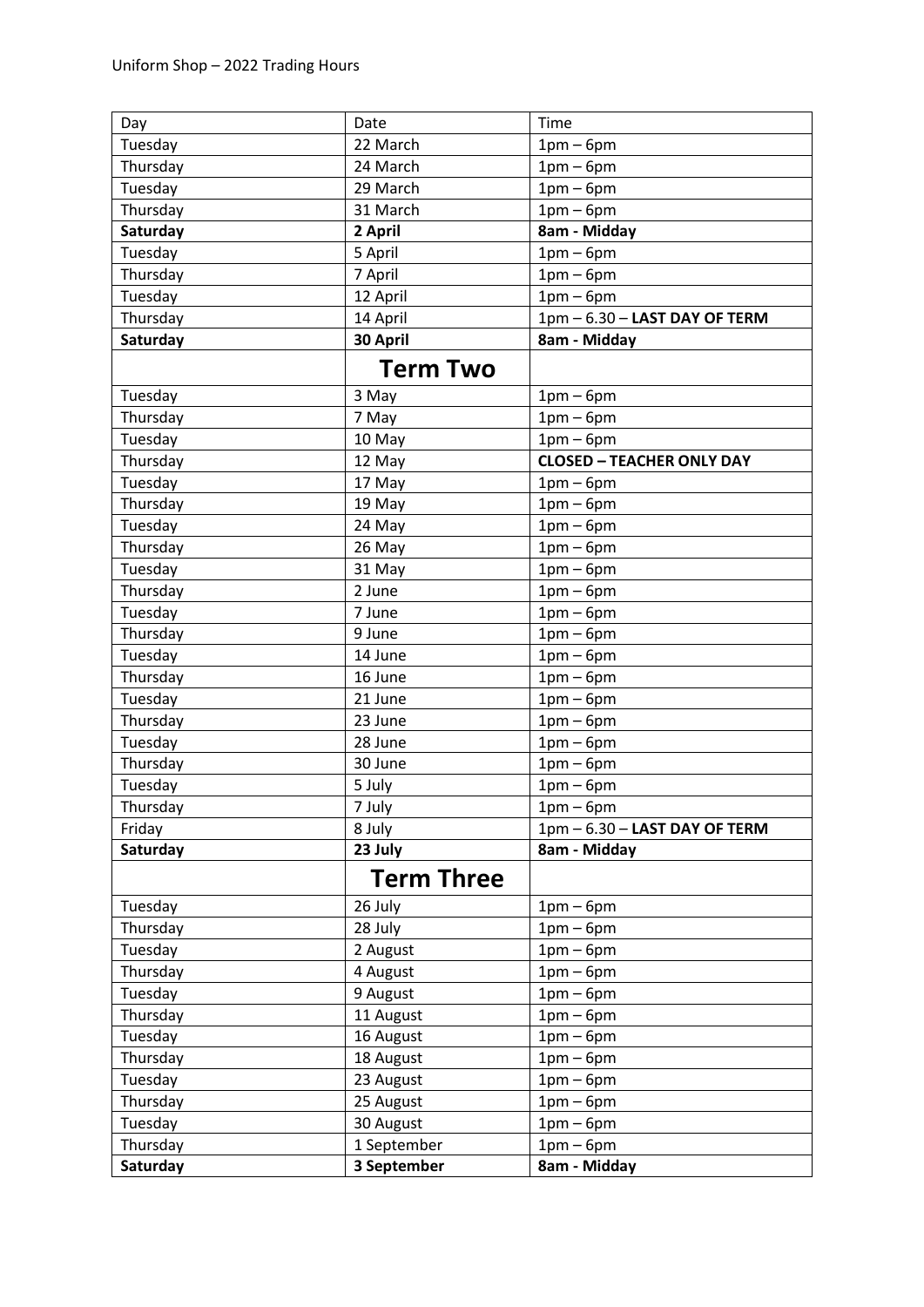Uniform Shop – 2022 Trading Hours

| Day | Date | Time |
|---|---|---|
| Tuesday | 22 March | 1pm – 6pm |
| Thursday | 24 March | 1pm – 6pm |
| Tuesday | 29 March | 1pm – 6pm |
| Thursday | 31 March | 1pm – 6pm |
| **Saturday** | **2 April** | **8am - Midday** |
| Tuesday | 5 April | 1pm – 6pm |
| Thursday | 7 April | 1pm – 6pm |
| Tuesday | 12 April | 1pm – 6pm |
| Thursday | 14 April | 1pm – 6.30 – **LAST DAY OF TERM** |
| **Saturday** | **30 April** | **8am - Midday** |
| | **Term Two** | |
| Tuesday | 3 May | 1pm – 6pm |
| Thursday | 7 May | 1pm – 6pm |
| Tuesday | 10 May | 1pm – 6pm |
| Thursday | 12 May | **CLOSED – TEACHER ONLY DAY** |
| Tuesday | 17 May | 1pm – 6pm |
| Thursday | 19 May | 1pm – 6pm |
| Tuesday | 24 May | 1pm – 6pm |
| Thursday | 26 May | 1pm – 6pm |
| Tuesday | 31 May | 1pm – 6pm |
| Thursday | 2 June | 1pm – 6pm |
| Tuesday | 7 June | 1pm – 6pm |
| Thursday | 9 June | 1pm – 6pm |
| Tuesday | 14 June | 1pm – 6pm |
| Thursday | 16 June | 1pm – 6pm |
| Tuesday | 21 June | 1pm – 6pm |
| Thursday | 23 June | 1pm – 6pm |
| Tuesday | 28 June | 1pm – 6pm |
| Thursday | 30 June | 1pm – 6pm |
| Tuesday | 5 July | 1pm – 6pm |
| Thursday | 7 July | 1pm – 6pm |
| Friday | 8 July | 1pm – 6.30 – **LAST DAY OF TERM** |
| **Saturday** | **23 July** | **8am - Midday** |
| | **Term Three** | |
| Tuesday | 26 July | 1pm – 6pm |
| Thursday | 28 July | 1pm – 6pm |
| Tuesday | 2 August | 1pm – 6pm |
| Thursday | 4 August | 1pm – 6pm |
| Tuesday | 9 August | 1pm – 6pm |
| Thursday | 11 August | 1pm – 6pm |
| Tuesday | 16 August | 1pm – 6pm |
| Thursday | 18 August | 1pm – 6pm |
| Tuesday | 23 August | 1pm – 6pm |
| Thursday | 25 August | 1pm – 6pm |
| Tuesday | 30 August | 1pm – 6pm |
| Thursday | 1 September | 1pm – 6pm |
| **Saturday** | **3 September** | **8am - Midday** |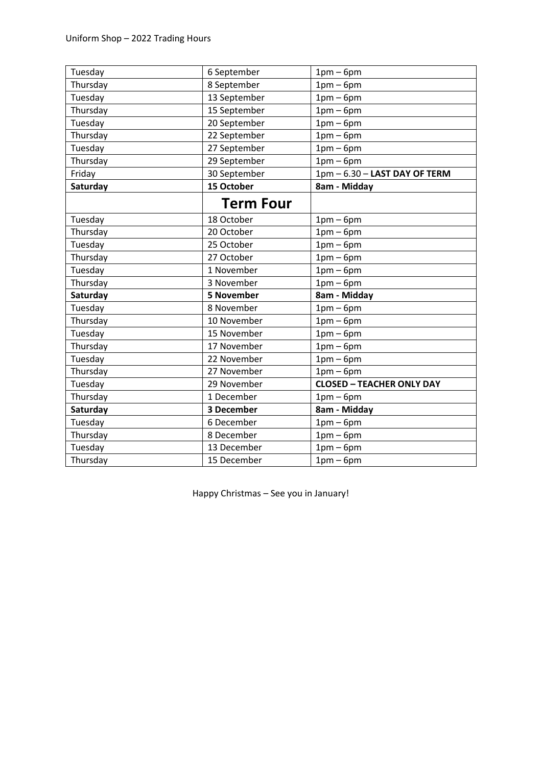Uniform Shop – 2022 Trading Hours

| | | |
|---|---|---|
| Tuesday | 6 September | 1pm – 6pm |
| Thursday | 8 September | 1pm – 6pm |
| Tuesday | 13 September | 1pm – 6pm |
| Thursday | 15 September | 1pm – 6pm |
| Tuesday | 20 September | 1pm – 6pm |
| Thursday | 22 September | 1pm – 6pm |
| Tuesday | 27 September | 1pm – 6pm |
| Thursday | 29 September | 1pm – 6pm |
| Friday | 30 September | 1pm – 6.30 – **LAST DAY OF TERM** |
| **Saturday** | **15 October** | **8am - Midday** |
| | **Term Four** | |
| Tuesday | 18 October | 1pm – 6pm |
| Thursday | 20 October | 1pm – 6pm |
| Tuesday | 25 October | 1pm – 6pm |
| Thursday | 27 October | 1pm – 6pm |
| Tuesday | 1 November | 1pm – 6pm |
| Thursday | 3 November | 1pm – 6pm |
| **Saturday** | **5 November** | **8am - Midday** |
| Tuesday | 8 November | 1pm – 6pm |
| Thursday | 10 November | 1pm – 6pm |
| Tuesday | 15 November | 1pm – 6pm |
| Thursday | 17 November | 1pm – 6pm |
| Tuesday | 22 November | 1pm – 6pm |
| Thursday | 27 November | 1pm – 6pm |
| Tuesday | 29 November | **CLOSED – TEACHER ONLY DAY** |
| Thursday | 1 December | 1pm – 6pm |
| **Saturday** | **3 December** | **8am - Midday** |
| Tuesday | 6 December | 1pm – 6pm |
| Thursday | 8 December | 1pm – 6pm |
| Tuesday | 13 December | 1pm – 6pm |
| Thursday | 15 December | 1pm – 6pm |

Happy Christmas – See you in January!